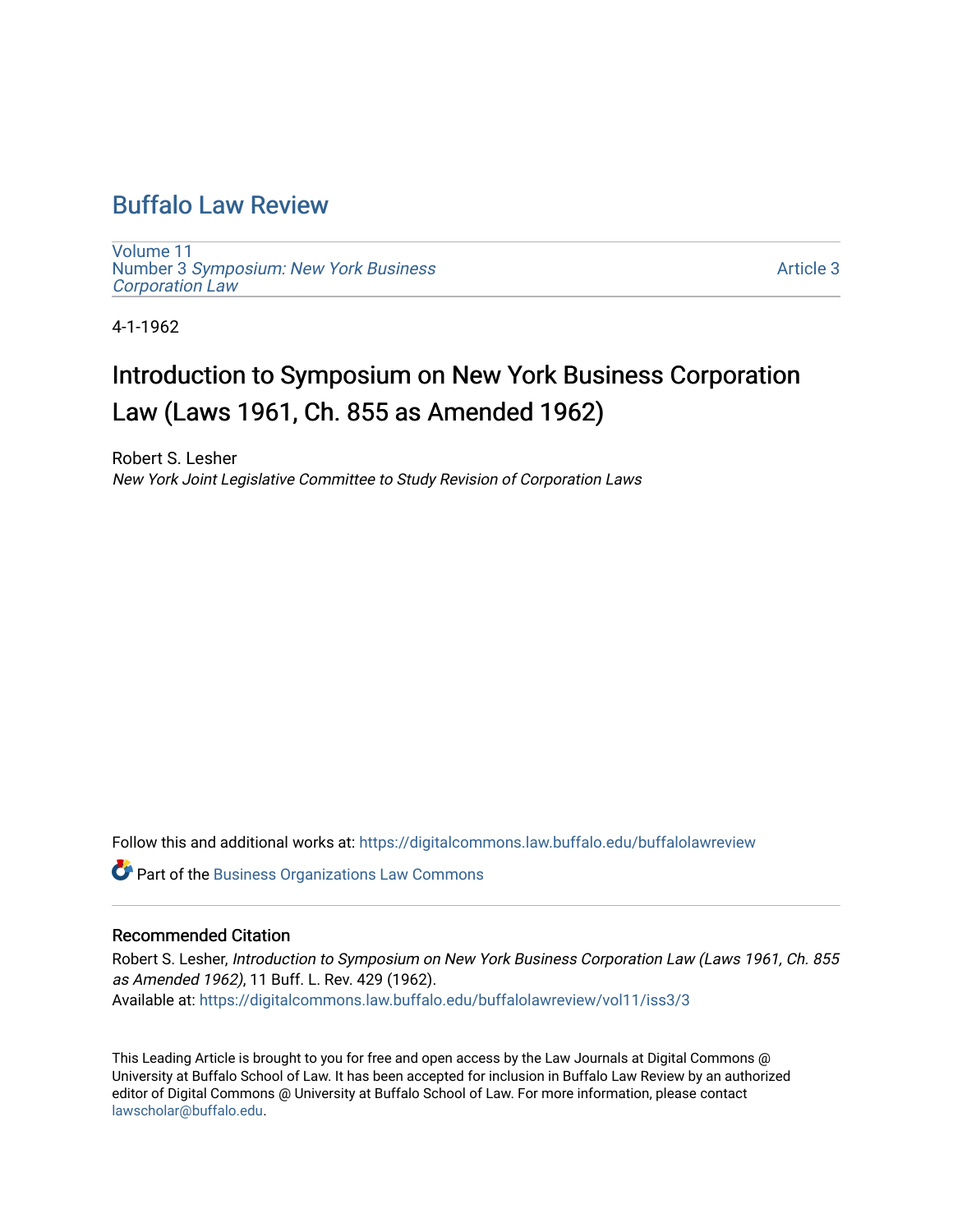# Buffalo Law Review

Volume 11
Number 3 *Symposium: New York Business Corporation Law*

Article 3

4-1-1962

## Introduction to Symposium on New York Business Corporation Law (Laws 1961, Ch. 855 as Amended 1962)

Robert S. Lesher
*New York Joint Legislative Committee to Study Revision of Corporation Laws*

Follow this and additional works at: https://digitalcommons.law.buffalo.edu/buffalolawreview

Part of the Business Organizations Law Commons

### Recommended Citation

Robert S. Lesher, *Introduction to Symposium on New York Business Corporation Law (Laws 1961, Ch. 855 as Amended 1962)*, 11 Buff. L. Rev. 429 (1962).
Available at: https://digitalcommons.law.buffalo.edu/buffalolawreview/vol11/iss3/3

This Leading Article is brought to you for free and open access by the Law Journals at Digital Commons @ University at Buffalo School of Law. It has been accepted for inclusion in Buffalo Law Review by an authorized editor of Digital Commons @ University at Buffalo School of Law. For more information, please contact lawscholar@buffalo.edu.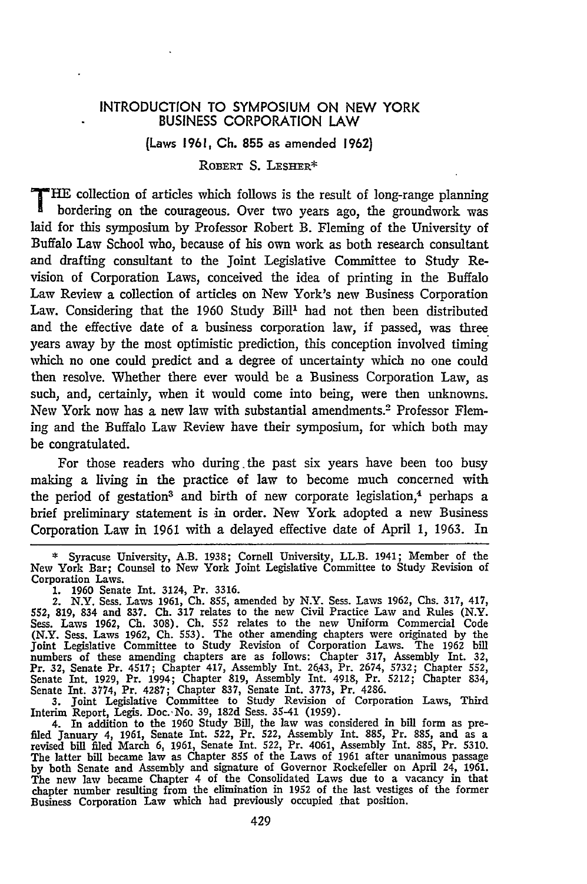# INTRODUCTION TO SYMPOSIUM ON NEW YORK BUSINESS CORPORATION LAW

(Laws 1961, Ch. 855 as amended 1962)

ROBERT S. LESHER*

THE collection of articles which follows is the result of long-range planning bordering on the courageous. Over two years ago, the groundwork was laid for this symposium by Professor Robert B. Fleming of the University of Buffalo Law School who, because of his own work as both research consultant and drafting consultant to the Joint Legislative Committee to Study Revision of Corporation Laws, conceived the idea of printing in the Buffalo Law Review a collection of articles on New York's new Business Corporation Law. Considering that the 1960 Study Bill[1] had not then been distributed and the effective date of a business corporation law, if passed, was three years away by the most optimistic prediction, this conception involved timing which no one could predict and a degree of uncertainty which no one could then resolve. Whether there ever would be a Business Corporation Law, as such, and, certainly, when it would come into being, were then unknowns. New York now has a new law with substantial amendments.[2] Professor Fleming and the Buffalo Law Review have their symposium, for which both may be congratulated.

For those readers who during the past six years have been too busy making a living in the practice of law to become much concerned with the period of gestation[3] and birth of new corporate legislation,[4] perhaps a brief preliminary statement is in order. New York adopted a new Business Corporation Law in 1961 with a delayed effective date of April 1, 1963. In

---

\* Syracuse University, A.B. 1938; Cornell University, LL.B. 1941; Member of the New York Bar; Counsel to New York Joint Legislative Committee to Study Revision of Corporation Laws.

1. 1960 Senate Int. 3124, Pr. 3316.

2. N.Y. Sess. Laws 1961, Ch. 855, amended by N.Y. Sess. Laws 1962, Chs. 317, 417, 552, 819, 834 and 837. Ch. 317 relates to the new Civil Practice Law and Rules (N.Y. Sess. Laws 1962, Ch. 308). Ch. 552 relates to the new Uniform Commercial Code (N.Y. Sess. Laws 1962, Ch. 553). The other amending chapters were originated by the Joint Legislative Committee to Study Revision of Corporation Laws. The 1962 bill numbers of these amending chapters are as follows: Chapter 317, Assembly Int. 32, Pr. 32, Senate Pr. 4517; Chapter 417, Assembly Int. 2643, Pr. 2674, 5732; Chapter 552, Senate Int. 1929, Pr. 1994; Chapter 819, Assembly Int. 4918, Pr. 5212; Chapter 834, Senate Int. 3774, Pr. 4287; Chapter 837, Senate Int. 3773, Pr. 4286.

3. Joint Legislative Committee to Study Revision of Corporation Laws, Third Interim Report, Legis. Doc. No. 39, 182d Sess. 35-41 (1959).

4. In addition to the 1960 Study Bill, the law was considered in bill form as prefiled January 4, 1961, Senate Int. 522, Pr. 522, Assembly Int. 885, Pr. 885, and as a revised bill filed March 6, 1961, Senate Int. 522, Pr. 4061, Assembly Int. 885, Pr. 5310. The latter bill became law as Chapter 855 of the Laws of 1961 after unanimous passage by both Senate and Assembly and signature of Governor Rockefeller on April 24, 1961. The new law became Chapter 4 of the Consolidated Laws due to a vacancy in that chapter number resulting from the elimination in 1952 of the last vestiges of the former Business Corporation Law which had previously occupied that position.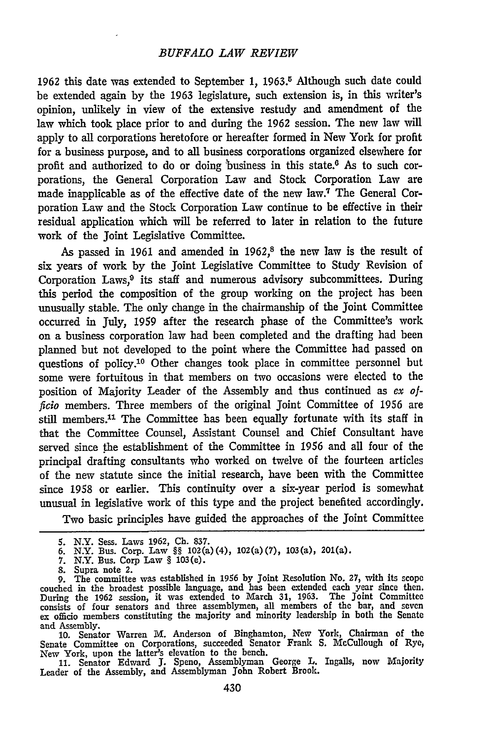1962 this date was extended to September 1, 1963.[5] Although such date could be extended again by the 1963 legislature, such extension is, in this writer's opinion, unlikely in view of the extensive restudy and amendment of the law which took place prior to and during the 1962 session. The new law will apply to all corporations heretofore or hereafter formed in New York for profit for a business purpose, and to all business corporations organized elsewhere for profit and authorized to do or doing business in this state.[6] As to such corporations, the General Corporation Law and Stock Corporation Law are made inapplicable as of the effective date of the new law.[7] The General Corporation Law and the Stock Corporation Law continue to be effective in their residual application which will be referred to later in relation to the future work of the Joint Legislative Committee.

As passed in 1961 and amended in 1962,[8] the new law is the result of six years of work by the Joint Legislative Committee to Study Revision of Corporation Laws,[9] its staff and numerous advisory subcommittees. During this period the composition of the group working on the project has been unusually stable. The only change in the chairmanship of the Joint Committee occurred in July, 1959 after the research phase of the Committee's work on a business corporation law had been completed and the drafting had been planned but not developed to the point where the Committee had passed on questions of policy.[10] Other changes took place in committee personnel but some were fortuitous in that members on two occasions were elected to the position of Majority Leader of the Assembly and thus continued as *ex officio* members. Three members of the original Joint Committee of 1956 are still members.[11] The Committee has been equally fortunate with its staff in that the Committee Counsel, Assistant Counsel and Chief Consultant have served since the establishment of the Committee in 1956 and all four of the principal drafting consultants who worked on twelve of the fourteen articles of the new statute since the initial research, have been with the Committee since 1958 or earlier. This continuity over a six-year period is somewhat unusual in legislative work of this type and the project benefited accordingly.

Two basic principles have guided the approaches of the Joint Committee

5. N.Y. Sess. Laws 1962, Ch. 837.
6. N.Y. Bus. Corp. Law §§ 102(a)(4), 102(a)(7), 103(a), 201(a).
7. N.Y. Bus. Corp Law § 103(e).
8. Supra note 2.
9. The committee was established in 1956 by Joint Resolution No. 27, with its scope couched in the broadest possible language, and has been extended each year since then. During the 1962 session, it was extended to March 31, 1963. The Joint Committee consists of four senators and three assemblymen, all members of the bar, and seven ex officio members constituting the majority and minority leadership in both the Senate and Assembly.
10. Senator Warren M. Anderson of Binghamton, New York, Chairman of the Senate Committee on Corporations, succeeded Senator Frank S. McCullough of Rye, New York, upon the latter's elevation to the bench.
11. Senator Edward J. Speno, Assemblyman George L. Ingalls, now Majority Leader of the Assembly, and Assemblyman John Robert Brook.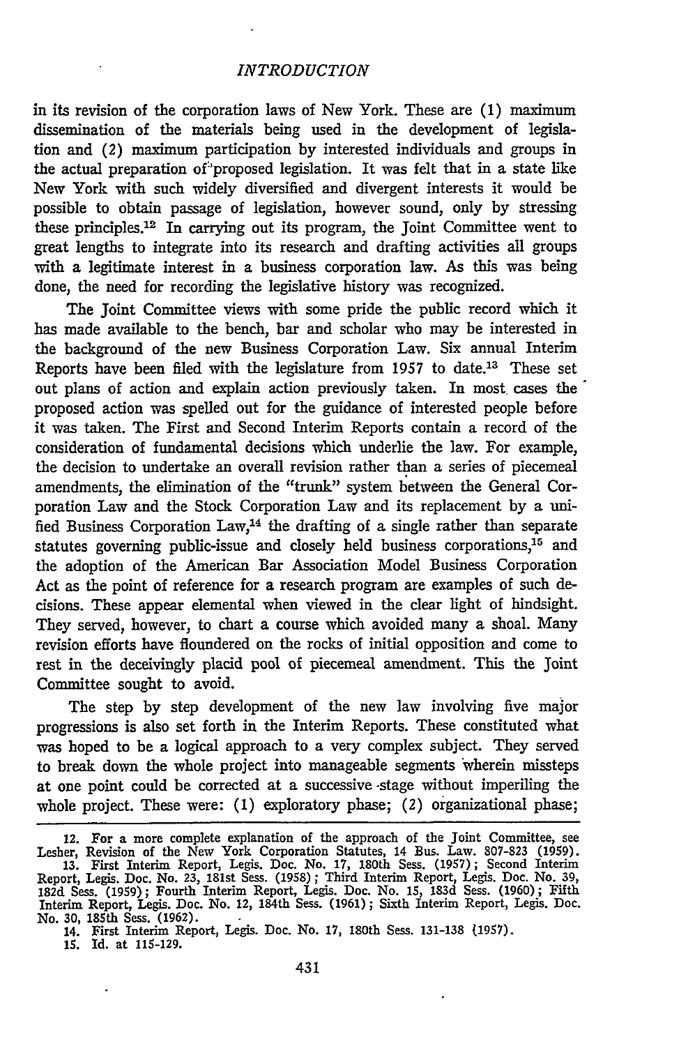in its revision of the corporation laws of New York. These are (1) maximum dissemination of the materials being used in the development of legislation and (2) maximum participation by interested individuals and groups in the actual preparation of proposed legislation. It was felt that in a state like New York with such widely diversified and divergent interests it would be possible to obtain passage of legislation, however sound, only by stressing these principles.[12] In carrying out its program, the Joint Committee went to great lengths to integrate into its research and drafting activities all groups with a legitimate interest in a business corporation law. As this was being done, the need for recording the legislative history was recognized.

The Joint Committee views with some pride the public record which it has made available to the bench, bar and scholar who may be interested in the background of the new Business Corporation Law. Six annual Interim Reports have been filed with the legislature from 1957 to date.[13] These set out plans of action and explain action previously taken. In most cases the proposed action was spelled out for the guidance of interested people before it was taken. The First and Second Interim Reports contain a record of the consideration of fundamental decisions which underlie the law. For example, the decision to undertake an overall revision rather than a series of piecemeal amendments, the elimination of the "trunk" system between the General Corporation Law and the Stock Corporation Law and its replacement by a unified Business Corporation Law,[14] the drafting of a single rather than separate statutes governing public-issue and closely held business corporations,[15] and the adoption of the American Bar Association Model Business Corporation Act as the point of reference for a research program are examples of such decisions. These appear elemental when viewed in the clear light of hindsight. They served, however, to chart a course which avoided many a shoal. Many revision efforts have floundered on the rocks of initial opposition and come to rest in the deceivingly placid pool of piecemeal amendment. This the Joint Committee sought to avoid.

The step by step development of the new law involving five major progressions is also set forth in the Interim Reports. These constituted what was hoped to be a logical approach to a very complex subject. They served to break down the whole project into manageable segments wherein missteps at one point could be corrected at a successive stage without imperiling the whole project. These were: (1) exploratory phase; (2) organizational phase;

---

12. For a more complete explanation of the approach of the Joint Committee, see Lesher, Revision of the New York Corporation Statutes, 14 Bus. Law. 807-823 (1959).

13. First Interim Report, Legis. Doc. No. 17, 180th Sess. (1957); Second Interim Report, Legis. Doc. No. 23, 181st Sess. (1958); Third Interim Report, Legis. Doc. No. 39, 182d Sess. (1959); Fourth Interim Report, Legis. Doc. No. 15, 183d Sess. (1960); Fifth Interim Report, Legis. Doc. No. 12, 184th Sess. (1961); Sixth Interim Report, Legis. Doc. No. 30, 185th Sess. (1962).

14. First Interim Report, Legis. Doc. No. 17, 180th Sess. 131-138 (1957).

15. Id. at 115-129.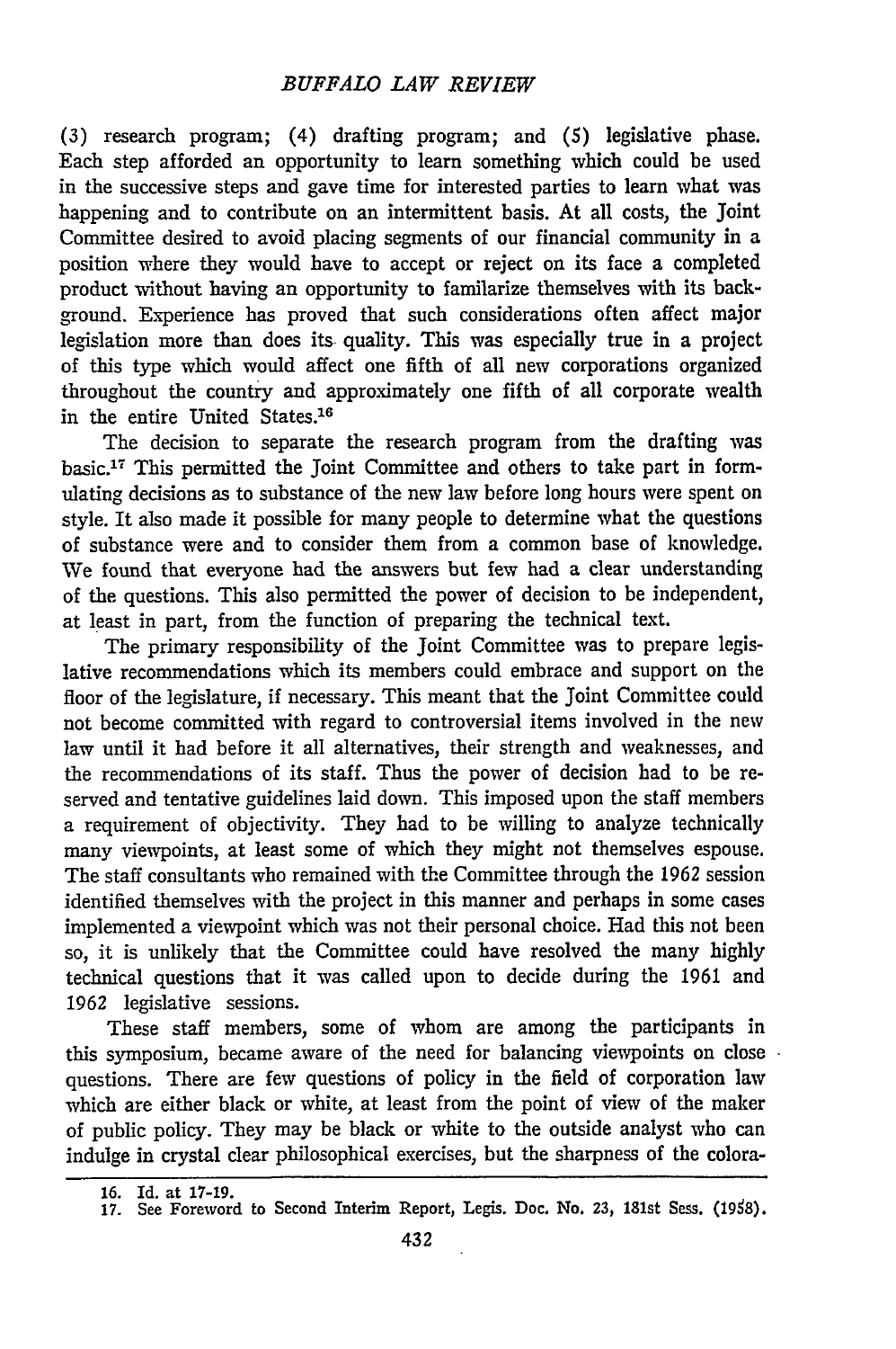(3) research program; (4) drafting program; and (5) legislative phase. Each step afforded an opportunity to learn something which could be used in the successive steps and gave time for interested parties to learn what was happening and to contribute on an intermittent basis. At all costs, the Joint Committee desired to avoid placing segments of our financial community in a position where they would have to accept or reject on its face a completed product without having an opportunity to familarize themselves with its background. Experience has proved that such considerations often affect major legislation more than does its quality. This was especially true in a project of this type which would affect one fifth of all new corporations organized throughout the country and approximately one fifth of all corporate wealth in the entire United States.[16]

The decision to separate the research program from the drafting was basic.[17] This permitted the Joint Committee and others to take part in formulating decisions as to substance of the new law before long hours were spent on style. It also made it possible for many people to determine what the questions of substance were and to consider them from a common base of knowledge. We found that everyone had the answers but few had a clear understanding of the questions. This also permitted the power of decision to be independent, at least in part, from the function of preparing the technical text.

The primary responsibility of the Joint Committee was to prepare legislative recommendations which its members could embrace and support on the floor of the legislature, if necessary. This meant that the Joint Committee could not become committed with regard to controversial items involved in the new law until it had before it all alternatives, their strength and weaknesses, and the recommendations of its staff. Thus the power of decision had to be reserved and tentative guidelines laid down. This imposed upon the staff members a requirement of objectivity. They had to be willing to analyze technically many viewpoints, at least some of which they might not themselves espouse. The staff consultants who remained with the Committee through the 1962 session identified themselves with the project in this manner and perhaps in some cases implemented a viewpoint which was not their personal choice. Had this not been so, it is unlikely that the Committee could have resolved the many highly technical questions that it was called upon to decide during the 1961 and 1962 legislative sessions.

These staff members, some of whom are among the participants in this symposium, became aware of the need for balancing viewpoints on close questions. There are few questions of policy in the field of corporation law which are either black or white, at least from the point of view of the maker of public policy. They may be black or white to the outside analyst who can indulge in crystal clear philosophical exercises, but the sharpness of the colora-

16. Id. at 17-19.

17. See Foreword to Second Interim Report, Legis. Doc. No. 23, 181st Sess. (1958).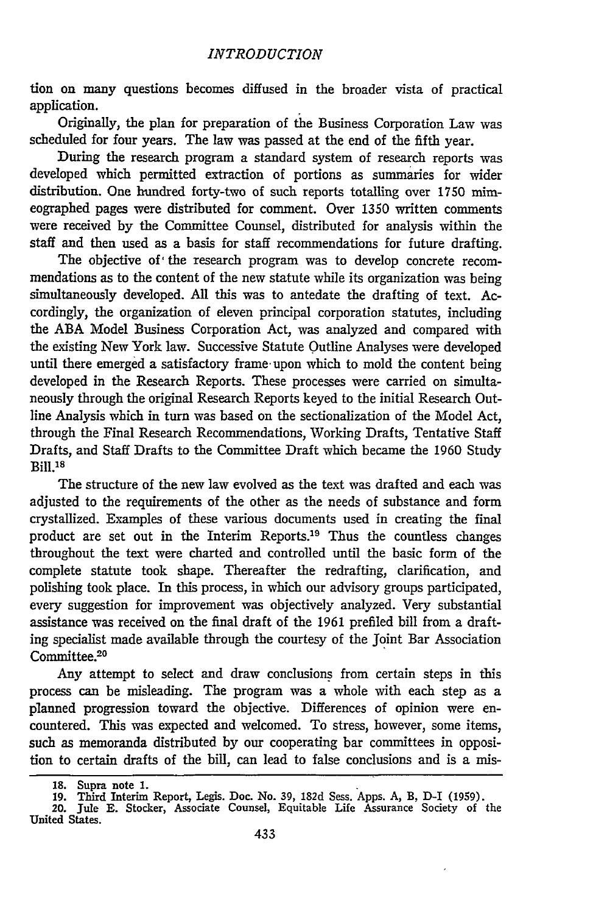tion on many questions becomes diffused in the broader vista of practical application.

Originally, the plan for preparation of the Business Corporation Law was scheduled for four years. The law was passed at the end of the fifth year.

During the research program a standard system of research reports was developed which permitted extraction of portions as summaries for wider distribution. One hundred forty-two of such reports totalling over 1750 mimeographed pages were distributed for comment. Over 1350 written comments were received by the Committee Counsel, distributed for analysis within the staff and then used as a basis for staff recommendations for future drafting.

The objective of the research program was to develop concrete recommendations as to the content of the new statute while its organization was being simultaneously developed. All this was to antedate the drafting of text. Accordingly, the organization of eleven principal corporation statutes, including the ABA Model Business Corporation Act, was analyzed and compared with the existing New York law. Successive Statute Outline Analyses were developed until there emerged a satisfactory frame upon which to mold the content being developed in the Research Reports. These processes were carried on simultaneously through the original Research Reports keyed to the initial Research Outline Analysis which in turn was based on the sectionalization of the Model Act, through the Final Research Recommendations, Working Drafts, Tentative Staff Drafts, and Staff Drafts to the Committee Draft which became the 1960 Study Bill.[18]

The structure of the new law evolved as the text was drafted and each was adjusted to the requirements of the other as the needs of substance and form crystallized. Examples of these various documents used in creating the final product are set out in the Interim Reports.[19] Thus the countless changes throughout the text were charted and controlled until the basic form of the complete statute took shape. Thereafter the redrafting, clarification, and polishing took place. In this process, in which our advisory groups participated, every suggestion for improvement was objectively analyzed. Very substantial assistance was received on the final draft of the 1961 prefiled bill from a drafting specialist made available through the courtesy of the Joint Bar Association Committee.[20]

Any attempt to select and draw conclusions from certain steps in this process can be misleading. The program was a whole with each step as a planned progression toward the objective. Differences of opinion were encountered. This was expected and welcomed. To stress, however, some items, such as memoranda distributed by our cooperating bar committees in opposition to certain drafts of the bill, can lead to false conclusions and is a mis-

---

18. Supra note 1.

19. Third Interim Report, Legis. Doc. No. 39, 182d Sess. Apps. A, B, D-I (1959).

20. Jule E. Stocker, Associate Counsel, Equitable Life Assurance Society of the United States.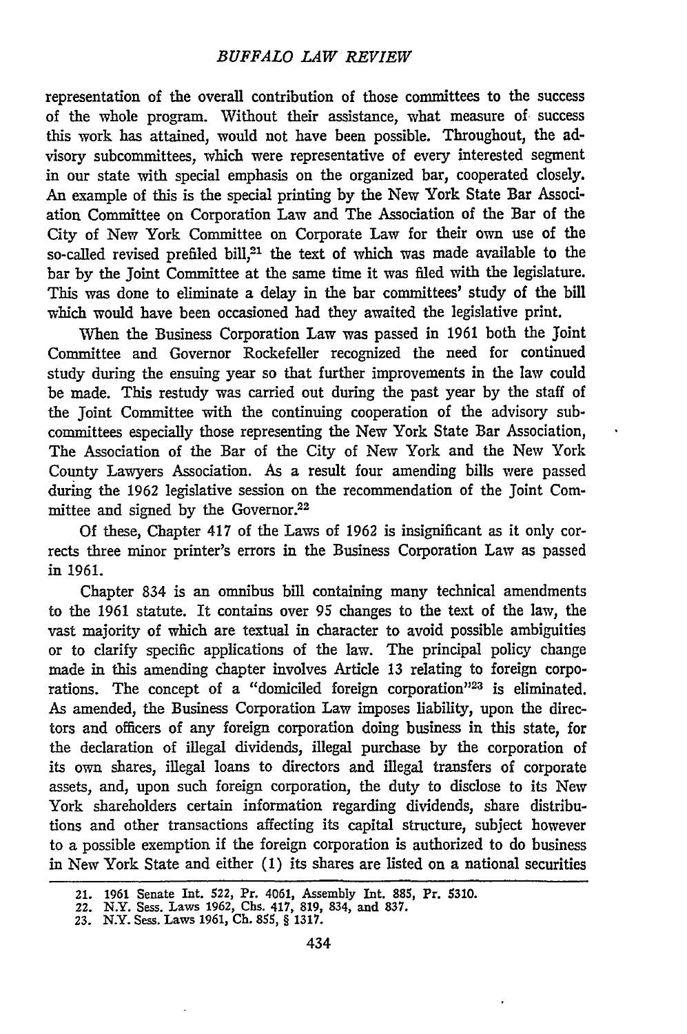representation of the overall contribution of those committees to the success of the whole program. Without their assistance, what measure of success this work has attained, would not have been possible. Throughout, the advisory subcommittees, which were representative of every interested segment in our state with special emphasis on the organized bar, cooperated closely. An example of this is the special printing by the New York State Bar Association Committee on Corporation Law and The Association of the Bar of the City of New York Committee on Corporate Law for their own use of the so-called revised prefiled bill,[21] the text of which was made available to the bar by the Joint Committee at the same time it was filed with the legislature. This was done to eliminate a delay in the bar committees' study of the bill which would have been occasioned had they awaited the legislative print.

When the Business Corporation Law was passed in 1961 both the Joint Committee and Governor Rockefeller recognized the need for continued study during the ensuing year so that further improvements in the law could be made. This restudy was carried out during the past year by the staff of the Joint Committee with the continuing cooperation of the advisory subcommittees especially those representing the New York State Bar Association, The Association of the Bar of the City of New York and the New York County Lawyers Association. As a result four amending bills were passed during the 1962 legislative session on the recommendation of the Joint Committee and signed by the Governor.[22]

Of these, Chapter 417 of the Laws of 1962 is insignificant as it only corrects three minor printer's errors in the Business Corporation Law as passed in 1961.

Chapter 834 is an omnibus bill containing many technical amendments to the 1961 statute. It contains over 95 changes to the text of the law, the vast majority of which are textual in character to avoid possible ambiguities or to clarify specific applications of the law. The principal policy change made in this amending chapter involves Article 13 relating to foreign corporations. The concept of a "domiciled foreign corporation"[23] is eliminated. As amended, the Business Corporation Law imposes liability, upon the directors and officers of any foreign corporation doing business in this state, for the declaration of illegal dividends, illegal purchase by the corporation of its own shares, illegal loans to directors and illegal transfers of corporate assets, and, upon such foreign corporation, the duty to disclose to its New York shareholders certain information regarding dividends, share distributions and other transactions affecting its capital structure, subject however to a possible exemption if the foreign corporation is authorized to do business in New York State and either (1) its shares are listed on a national securities

---

21. 1961 Senate Int. 522, Pr. 4061, Assembly Int. 885, Pr. 5310.
22. N.Y. Sess. Laws 1962, Chs. 417, 819, 834, and 837.
23. N.Y. Sess. Laws 1961, Ch. 855, § 1317.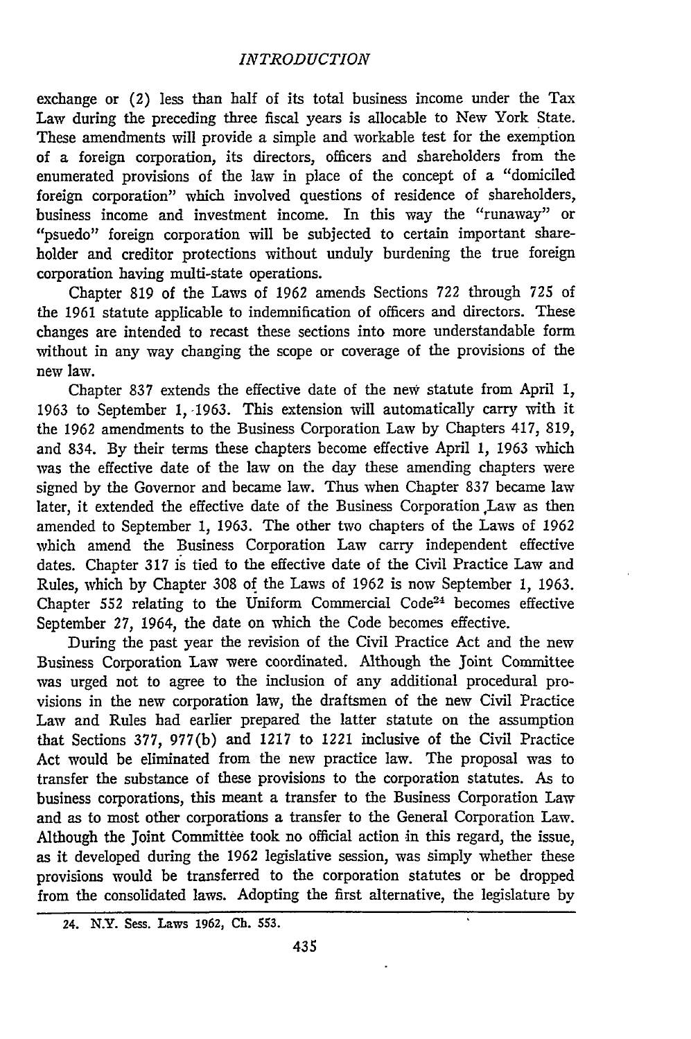exchange or (2) less than half of its total business income under the Tax Law during the preceding three fiscal years is allocable to New York State. These amendments will provide a simple and workable test for the exemption of a foreign corporation, its directors, officers and shareholders from the enumerated provisions of the law in place of the concept of a "domiciled foreign corporation" which involved questions of residence of shareholders, business income and investment income. In this way the "runaway" or "psuedo" foreign corporation will be subjected to certain important shareholder and creditor protections without unduly burdening the true foreign corporation having multi-state operations.

Chapter 819 of the Laws of 1962 amends Sections 722 through 725 of the 1961 statute applicable to indemnification of officers and directors. These changes are intended to recast these sections into more understandable form without in any way changing the scope or coverage of the provisions of the new law.

Chapter 837 extends the effective date of the new statute from April 1, 1963 to September 1, 1963. This extension will automatically carry with it the 1962 amendments to the Business Corporation Law by Chapters 417, 819, and 834. By their terms these chapters become effective April 1, 1963 which was the effective date of the law on the day these amending chapters were signed by the Governor and became law. Thus when Chapter 837 became law later, it extended the effective date of the Business Corporation Law as then amended to September 1, 1963. The other two chapters of the Laws of 1962 which amend the Business Corporation Law carry independent effective dates. Chapter 317 is tied to the effective date of the Civil Practice Law and Rules, which by Chapter 308 of the Laws of 1962 is now September 1, 1963. Chapter 552 relating to the Uniform Commercial Code[24] becomes effective September 27, 1964, the date on which the Code becomes effective.

During the past year the revision of the Civil Practice Act and the new Business Corporation Law were coordinated. Although the Joint Committee was urged not to agree to the inclusion of any additional procedural provisions in the new corporation law, the draftsmen of the new Civil Practice Law and Rules had earlier prepared the latter statute on the assumption that Sections 377, 977(b) and 1217 to 1221 inclusive of the Civil Practice Act would be eliminated from the new practice law. The proposal was to transfer the substance of these provisions to the corporation statutes. As to business corporations, this meant a transfer to the Business Corporation Law and as to most other corporations a transfer to the General Corporation Law. Although the Joint Committee took no official action in this regard, the issue, as it developed during the 1962 legislative session, was simply whether these provisions would be transferred to the corporation statutes or be dropped from the consolidated laws. Adopting the first alternative, the legislature by

24. N.Y. Sess. Laws 1962, Ch. 553.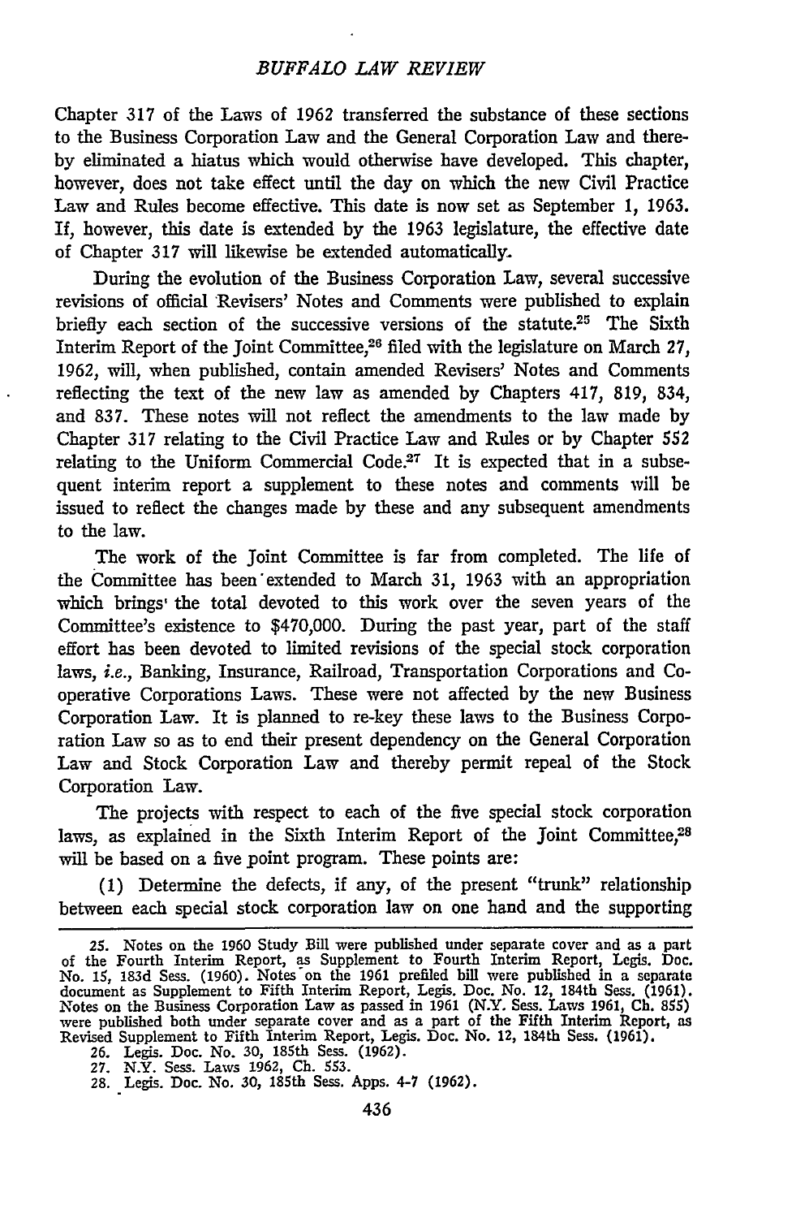Chapter 317 of the Laws of 1962 transferred the substance of these sections to the Business Corporation Law and the General Corporation Law and thereby eliminated a hiatus which would otherwise have developed. This chapter, however, does not take effect until the day on which the new Civil Practice Law and Rules become effective. This date is now set as September 1, 1963. If, however, this date is extended by the 1963 legislature, the effective date of Chapter 317 will likewise be extended automatically.

During the evolution of the Business Corporation Law, several successive revisions of official Revisers' Notes and Comments were published to explain briefly each section of the successive versions of the statute.[25] The Sixth Interim Report of the Joint Committee,[26] filed with the legislature on March 27, 1962, will, when published, contain amended Revisers' Notes and Comments reflecting the text of the new law as amended by Chapters 417, 819, 834, and 837. These notes will not reflect the amendments to the law made by Chapter 317 relating to the Civil Practice Law and Rules or by Chapter 552 relating to the Uniform Commercial Code.[27] It is expected that in a subsequent interim report a supplement to these notes and comments will be issued to reflect the changes made by these and any subsequent amendments to the law.

The work of the Joint Committee is far from completed. The life of the Committee has been extended to March 31, 1963 with an appropriation which brings the total devoted to this work over the seven years of the Committee's existence to $470,000. During the past year, part of the staff effort has been devoted to limited revisions of the special stock corporation laws, *i.e.*, Banking, Insurance, Railroad, Transportation Corporations and Cooperative Corporations Laws. These were not affected by the new Business Corporation Law. It is planned to re-key these laws to the Business Corporation Law so as to end their present dependency on the General Corporation Law and Stock Corporation Law and thereby permit repeal of the Stock Corporation Law.

The projects with respect to each of the five special stock corporation laws, as explained in the Sixth Interim Report of the Joint Committee,[28] will be based on a five point program. These points are:

(1) Determine the defects, if any, of the present "trunk" relationship between each special stock corporation law on one hand and the supporting

---

25. Notes on the 1960 Study Bill were published under separate cover and as a part of the Fourth Interim Report, as Supplement to Fourth Interim Report, Legis. Doc. No. 15, 183d Sess. (1960). Notes on the 1961 prefiled bill were published in a separate document as Supplement to Fifth Interim Report, Legis. Doc. No. 12, 184th Sess. (1961). Notes on the Business Corporation Law as passed in 1961 (N.Y. Sess. Laws 1961, Ch. 855) were published both under separate cover and as a part of the Fifth Interim Report, as Revised Supplement to Fifth Interim Report, Legis. Doc. No. 12, 184th Sess. (1961).

26. Legis. Doc. No. 30, 185th Sess. (1962).

27. N.Y. Sess. Laws 1962, Ch. 553.

28. Legis. Doc. No. 30, 185th Sess. Apps. 4-7 (1962).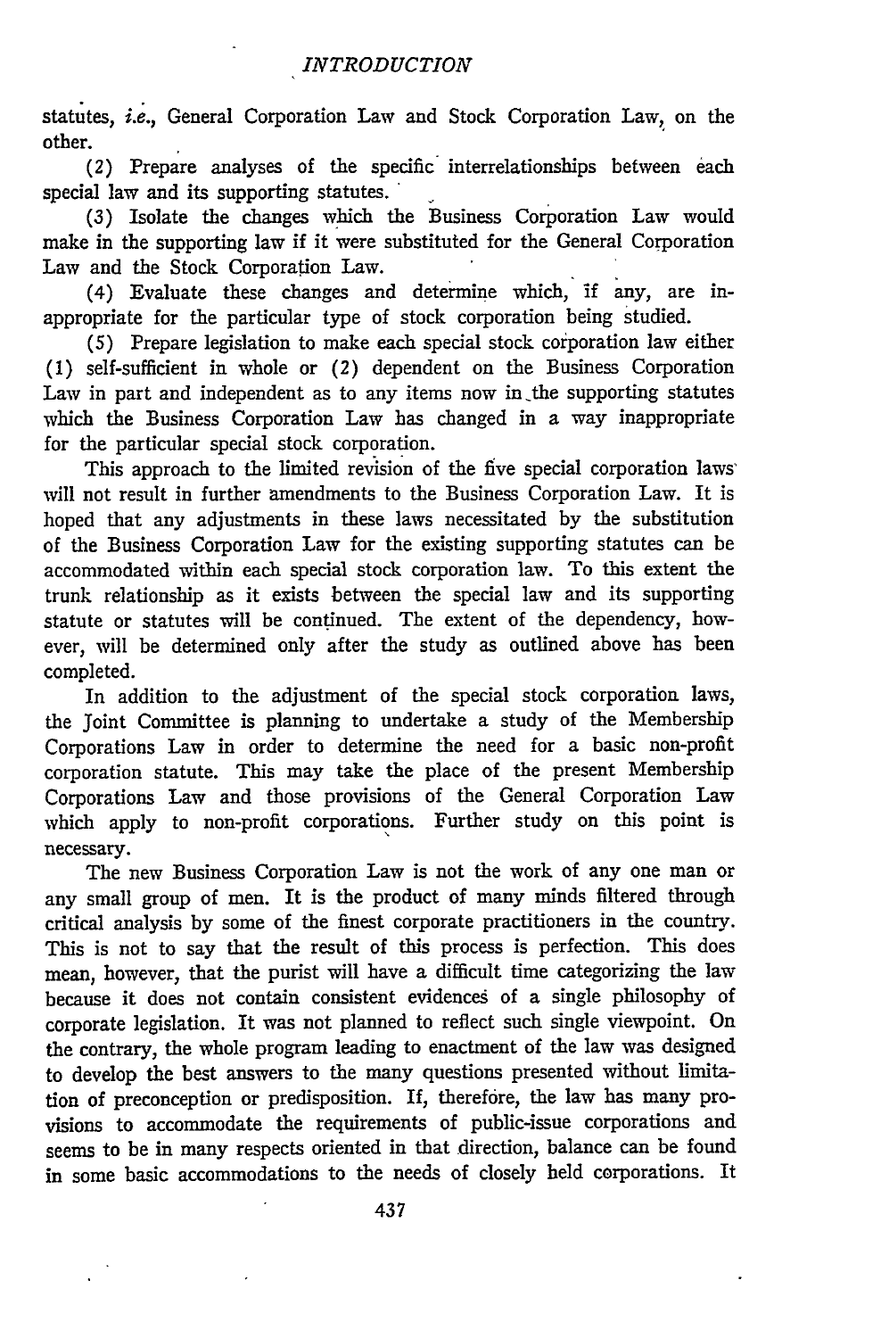statutes, *i.e.*, General Corporation Law and Stock Corporation Law, on the other.

(2) Prepare analyses of the specific interrelationships between each special law and its supporting statutes.

(3) Isolate the changes which the Business Corporation Law would make in the supporting law if it were substituted for the General Corporation Law and the Stock Corporation Law.

(4) Evaluate these changes and determine which, if any, are inappropriate for the particular type of stock corporation being studied.

(5) Prepare legislation to make each special stock corporation law either (1) self-sufficient in whole or (2) dependent on the Business Corporation Law in part and independent as to any items now in the supporting statutes which the Business Corporation Law has changed in a way inappropriate for the particular special stock corporation.

This approach to the limited revision of the five special corporation laws will not result in further amendments to the Business Corporation Law. It is hoped that any adjustments in these laws necessitated by the substitution of the Business Corporation Law for the existing supporting statutes can be accommodated within each special stock corporation law. To this extent the trunk relationship as it exists between the special law and its supporting statute or statutes will be continued. The extent of the dependency, however, will be determined only after the study as outlined above has been completed.

In addition to the adjustment of the special stock corporation laws, the Joint Committee is planning to undertake a study of the Membership Corporations Law in order to determine the need for a basic non-profit corporation statute. This may take the place of the present Membership Corporations Law and those provisions of the General Corporation Law which apply to non-profit corporations. Further study on this point is necessary.

The new Business Corporation Law is not the work of any one man or any small group of men. It is the product of many minds filtered through critical analysis by some of the finest corporate practitioners in the country. This is not to say that the result of this process is perfection. This does mean, however, that the purist will have a difficult time categorizing the law because it does not contain consistent evidences of a single philosophy of corporate legislation. It was not planned to reflect such single viewpoint. On the contrary, the whole program leading to enactment of the law was designed to develop the best answers to the many questions presented without limitation of preconception or predisposition. If, therefore, the law has many provisions to accommodate the requirements of public-issue corporations and seems to be in many respects oriented in that direction, balance can be found in some basic accommodations to the needs of closely held corporations. It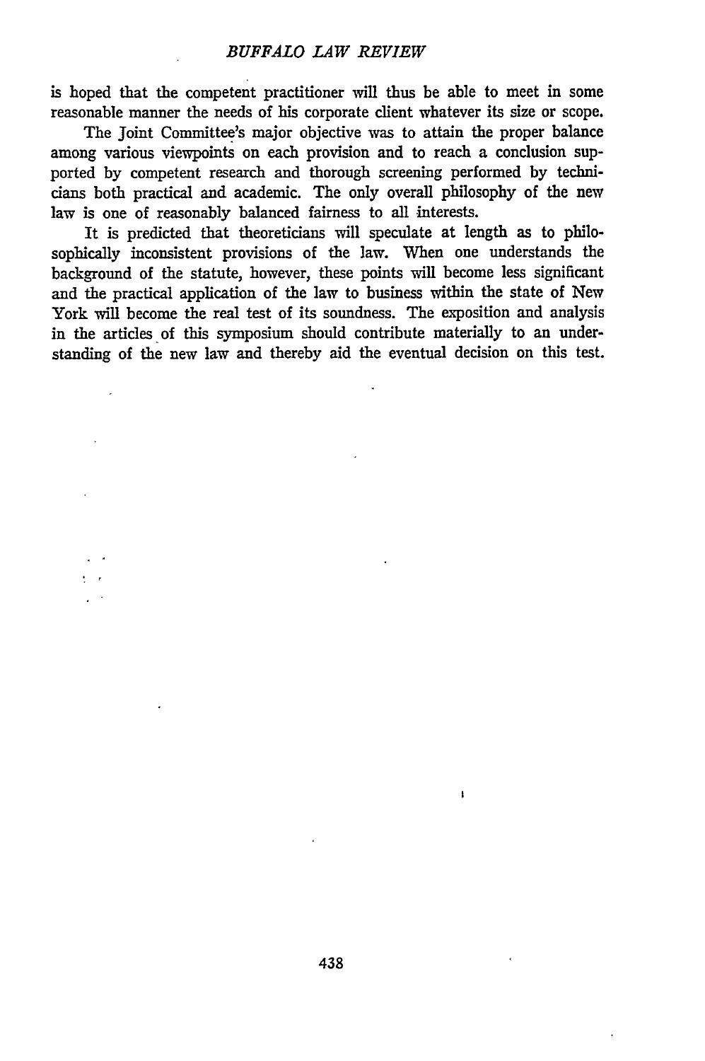is hoped that the competent practitioner will thus be able to meet in some reasonable manner the needs of his corporate client whatever its size or scope.

The Joint Committee's major objective was to attain the proper balance among various viewpoints on each provision and to reach a conclusion supported by competent research and thorough screening performed by technicians both practical and academic. The only overall philosophy of the new law is one of reasonably balanced fairness to all interests.

It is predicted that theoreticians will speculate at length as to philosophically inconsistent provisions of the law. When one understands the background of the statute, however, these points will become less significant and the practical application of the law to business within the state of New York will become the real test of its soundness. The exposition and analysis in the articles of this symposium should contribute materially to an understanding of the new law and thereby aid the eventual decision on this test.